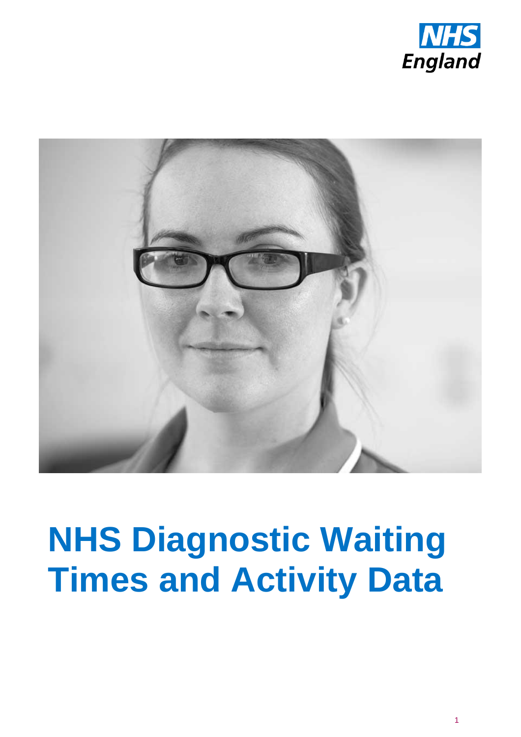NHS England

# NHS Diagnostic Waiting Times and Activity Data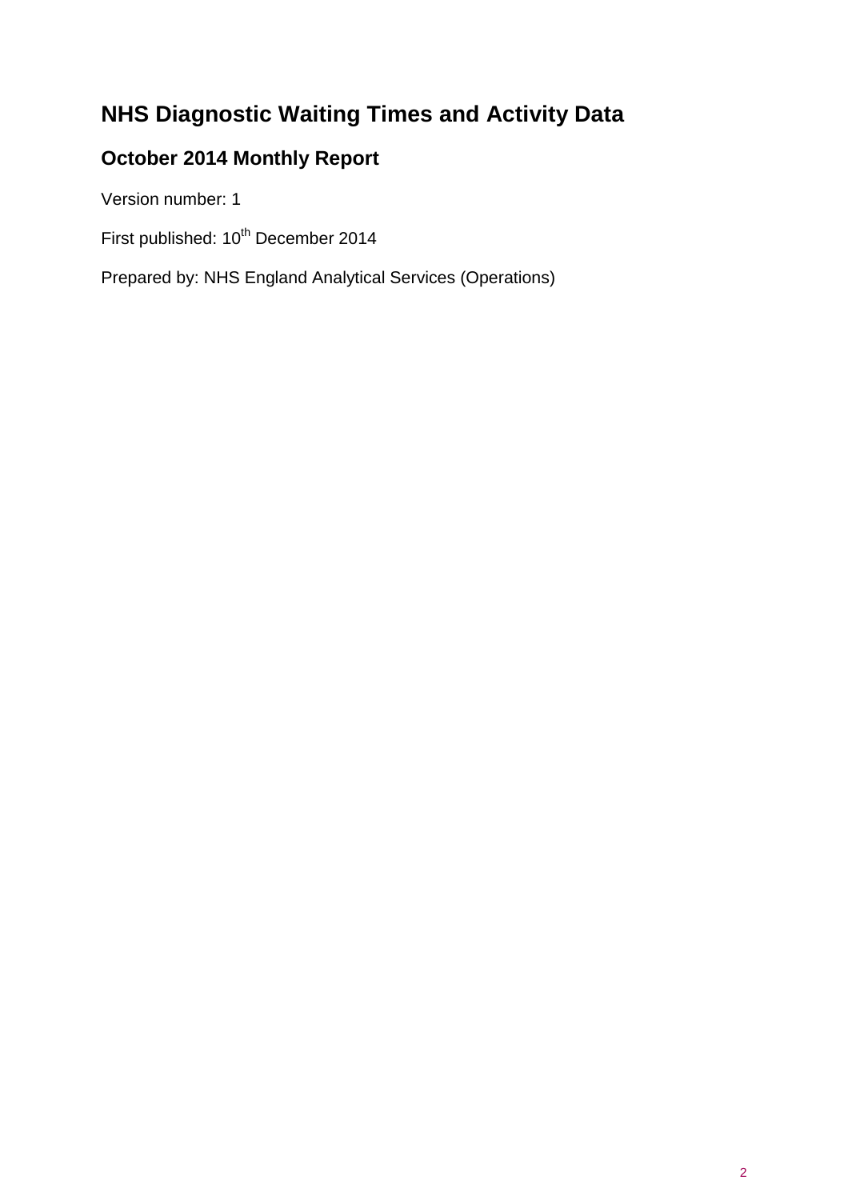# NHS Diagnostic Waiting Times and Activity Data

## October 2014 Monthly Report

Version number: 1

First published: 10th December 2014

Prepared by: NHS England Analytical Services (Operations)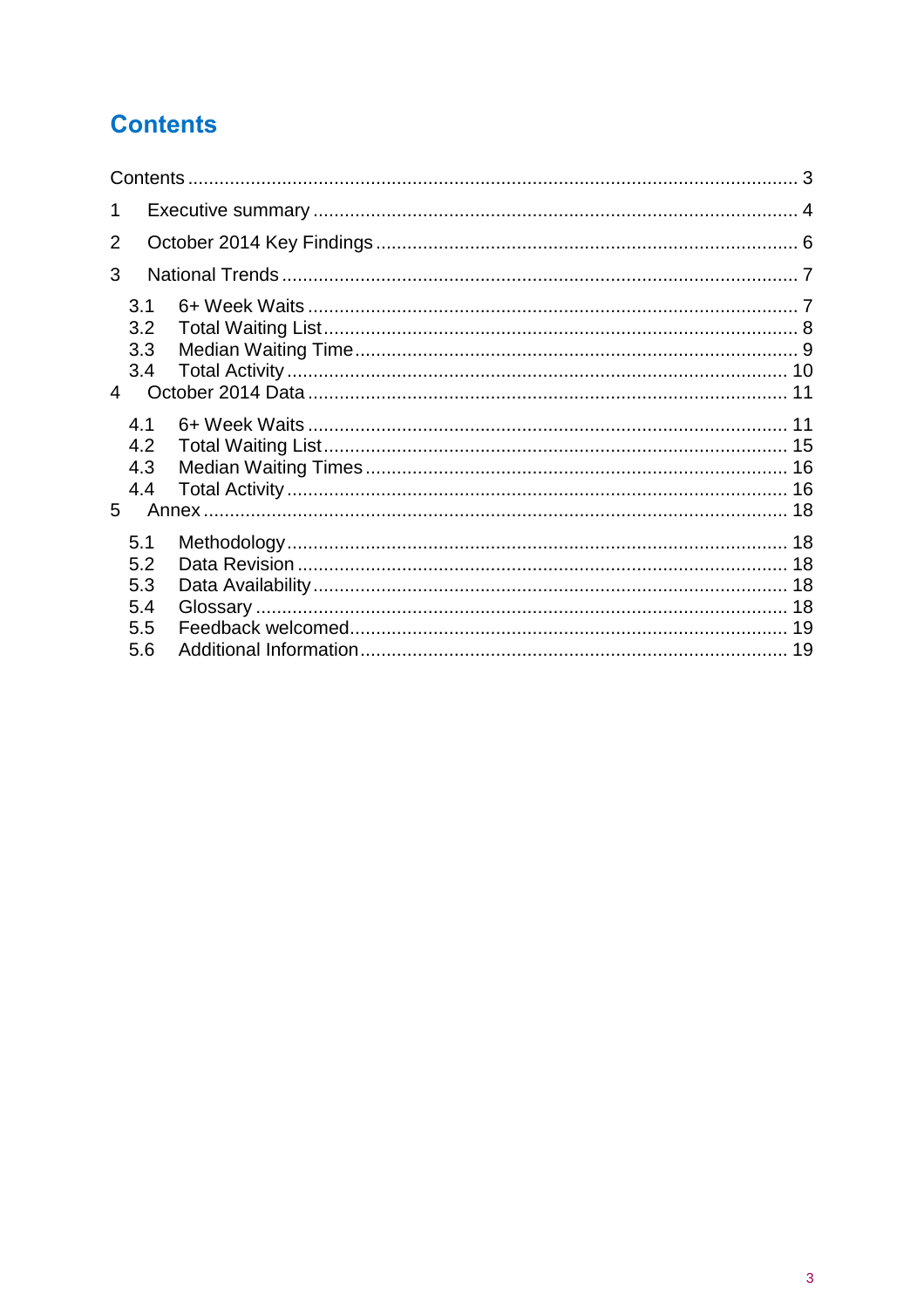# Contents

Contents ..... 3

1 Executive summary ..... 4

2 October 2014 Key Findings ..... 6

3 National Trends ..... 7

- 3.1 6+ Week Waits ..... 7
- 3.2 Total Waiting List ..... 8
- 3.3 Median Waiting Time ..... 9
- 3.4 Total Activity ..... 10

4 October 2014 Data ..... 11

- 4.1 6+ Week Waits ..... 11
- 4.2 Total Waiting List ..... 15
- 4.3 Median Waiting Times ..... 16
- 4.4 Total Activity ..... 16

5 Annex ..... 18

- 5.1 Methodology ..... 18
- 5.2 Data Revision ..... 18
- 5.3 Data Availability ..... 18
- 5.4 Glossary ..... 18
- 5.5 Feedback welcomed ..... 19
- 5.6 Additional Information ..... 19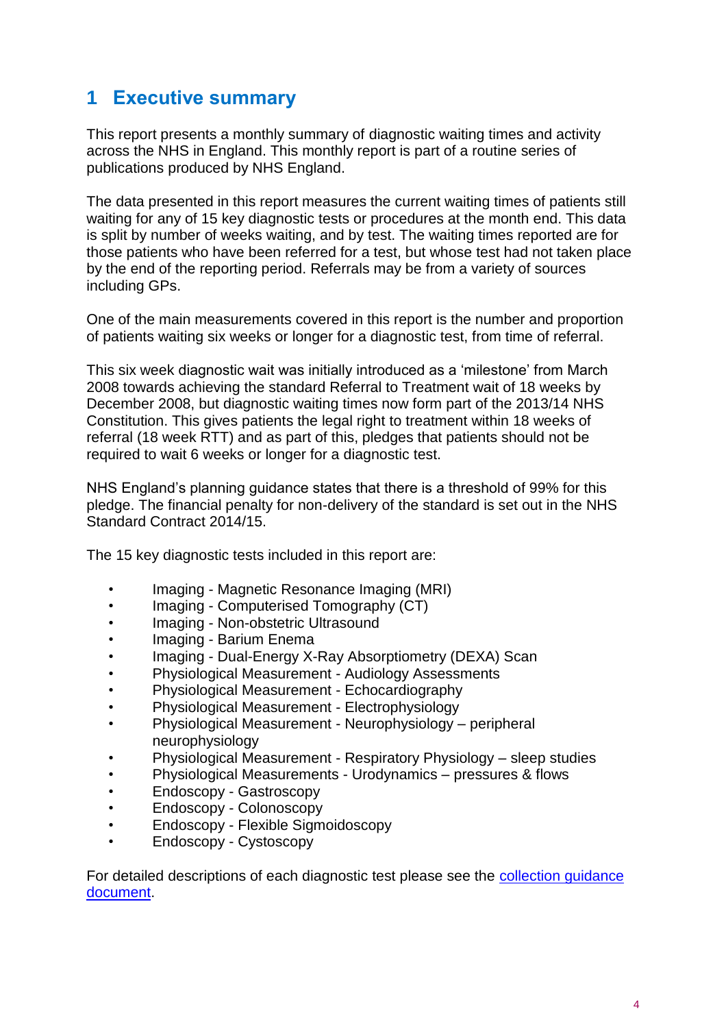# 1 Executive summary

This report presents a monthly summary of diagnostic waiting times and activity across the NHS in England. This monthly report is part of a routine series of publications produced by NHS England.

The data presented in this report measures the current waiting times of patients still waiting for any of 15 key diagnostic tests or procedures at the month end. This data is split by number of weeks waiting, and by test. The waiting times reported are for those patients who have been referred for a test, but whose test had not taken place by the end of the reporting period. Referrals may be from a variety of sources including GPs.

One of the main measurements covered in this report is the number and proportion of patients waiting six weeks or longer for a diagnostic test, from time of referral.

This six week diagnostic wait was initially introduced as a 'milestone' from March 2008 towards achieving the standard Referral to Treatment wait of 18 weeks by December 2008, but diagnostic waiting times now form part of the 2013/14 NHS Constitution. This gives patients the legal right to treatment within 18 weeks of referral (18 week RTT) and as part of this, pledges that patients should not be required to wait 6 weeks or longer for a diagnostic test.

NHS England's planning guidance states that there is a threshold of 99% for this pledge. The financial penalty for non-delivery of the standard is set out in the NHS Standard Contract 2014/15.

The 15 key diagnostic tests included in this report are:

- Imaging - Magnetic Resonance Imaging (MRI)
- Imaging - Computerised Tomography (CT)
- Imaging - Non-obstetric Ultrasound
- Imaging - Barium Enema
- Imaging - Dual-Energy X-Ray Absorptiometry (DEXA) Scan
- Physiological Measurement - Audiology Assessments
- Physiological Measurement - Echocardiography
- Physiological Measurement - Electrophysiology
- Physiological Measurement - Neurophysiology – peripheral neurophysiology
- Physiological Measurement - Respiratory Physiology – sleep studies
- Physiological Measurements - Urodynamics – pressures & flows
- Endoscopy - Gastroscopy
- Endoscopy - Colonoscopy
- Endoscopy - Flexible Sigmoidoscopy
- Endoscopy - Cystoscopy

For detailed descriptions of each diagnostic test please see the collection guidance document.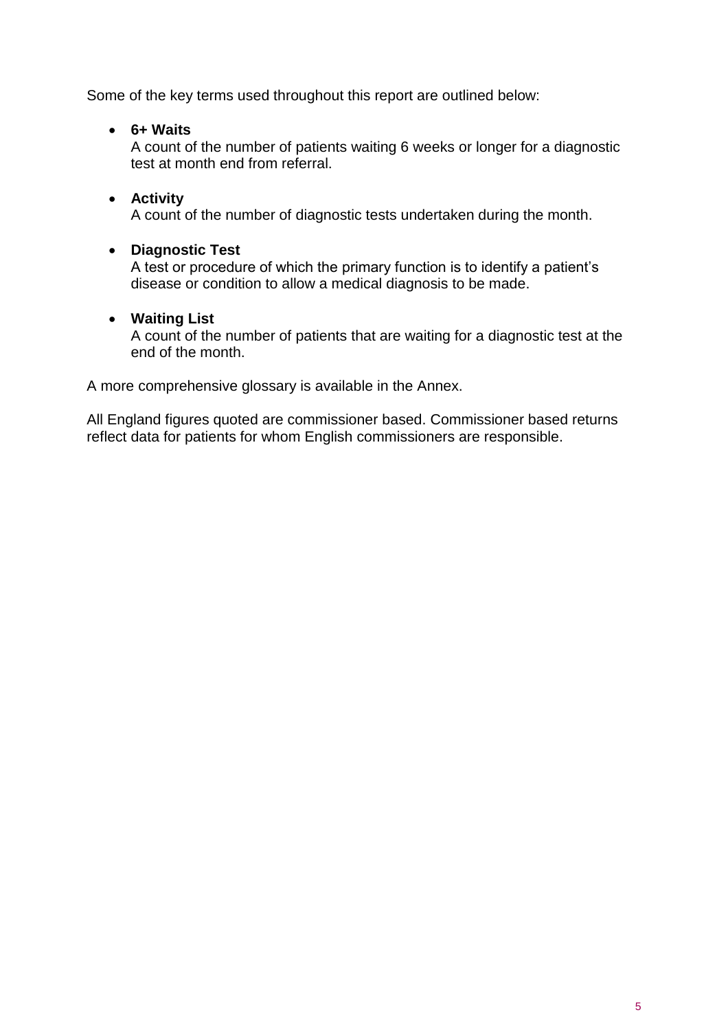Some of the key terms used throughout this report are outlined below:

- **6+ Waits**
  A count of the number of patients waiting 6 weeks or longer for a diagnostic test at month end from referral.

- **Activity**
  A count of the number of diagnostic tests undertaken during the month.

- **Diagnostic Test**
  A test or procedure of which the primary function is to identify a patient's disease or condition to allow a medical diagnosis to be made.

- **Waiting List**
  A count of the number of patients that are waiting for a diagnostic test at the end of the month.

A more comprehensive glossary is available in the Annex.

All England figures quoted are commissioner based. Commissioner based returns reflect data for patients for whom English commissioners are responsible.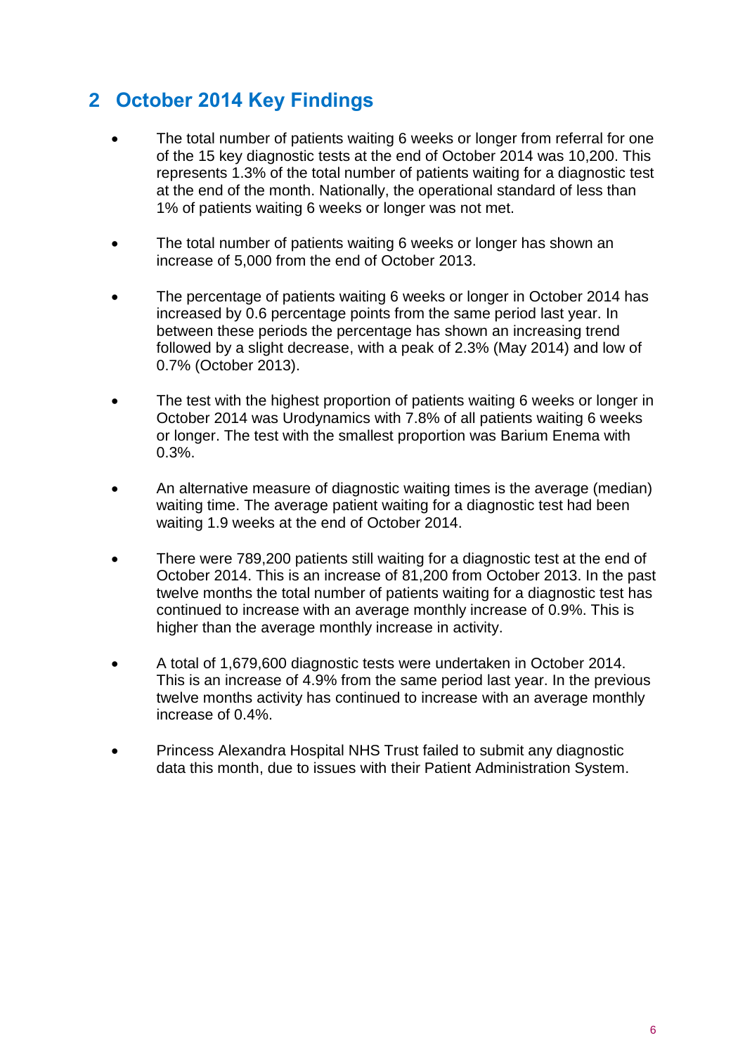## 2 October 2014 Key Findings

- The total number of patients waiting 6 weeks or longer from referral for one of the 15 key diagnostic tests at the end of October 2014 was 10,200. This represents 1.3% of the total number of patients waiting for a diagnostic test at the end of the month. Nationally, the operational standard of less than 1% of patients waiting 6 weeks or longer was not met.

- The total number of patients waiting 6 weeks or longer has shown an increase of 5,000 from the end of October 2013.

- The percentage of patients waiting 6 weeks or longer in October 2014 has increased by 0.6 percentage points from the same period last year. In between these periods the percentage has shown an increasing trend followed by a slight decrease, with a peak of 2.3% (May 2014) and low of 0.7% (October 2013).

- The test with the highest proportion of patients waiting 6 weeks or longer in October 2014 was Urodynamics with 7.8% of all patients waiting 6 weeks or longer. The test with the smallest proportion was Barium Enema with 0.3%.

- An alternative measure of diagnostic waiting times is the average (median) waiting time. The average patient waiting for a diagnostic test had been waiting 1.9 weeks at the end of October 2014.

- There were 789,200 patients still waiting for a diagnostic test at the end of October 2014. This is an increase of 81,200 from October 2013. In the past twelve months the total number of patients waiting for a diagnostic test has continued to increase with an average monthly increase of 0.9%. This is higher than the average monthly increase in activity.

- A total of 1,679,600 diagnostic tests were undertaken in October 2014. This is an increase of 4.9% from the same period last year. In the previous twelve months activity has continued to increase with an average monthly increase of 0.4%.

- Princess Alexandra Hospital NHS Trust failed to submit any diagnostic data this month, due to issues with their Patient Administration System.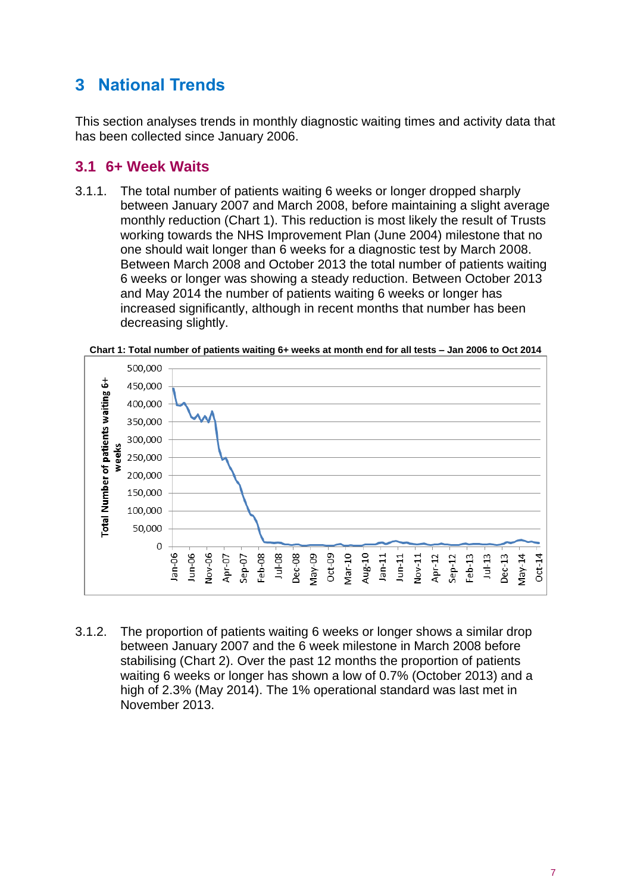# 3 National Trends

This section analyses trends in monthly diagnostic waiting times and activity data that has been collected since January 2006.

## 3.1 6+ Week Waits

3.1.1. The total number of patients waiting 6 weeks or longer dropped sharply between January 2007 and March 2008, before maintaining a slight average monthly reduction (Chart 1). This reduction is most likely the result of Trusts working towards the NHS Improvement Plan (June 2004) milestone that no one should wait longer than 6 weeks for a diagnostic test by March 2008. Between March 2008 and October 2013 the total number of patients waiting 6 weeks or longer was showing a steady reduction. Between October 2013 and May 2014 the number of patients waiting 6 weeks or longer has increased significantly, although in recent months that number has been decreasing slightly.

**Chart 1: Total number of patients waiting 6+ weeks at month end for all tests – Jan 2006 to Oct 2014**

3.1.2. The proportion of patients waiting 6 weeks or longer shows a similar drop between January 2007 and the 6 week milestone in March 2008 before stabilising (Chart 2). Over the past 12 months the proportion of patients waiting 6 weeks or longer has shown a low of 0.7% (October 2013) and a high of 2.3% (May 2014). The 1% operational standard was last met in November 2013.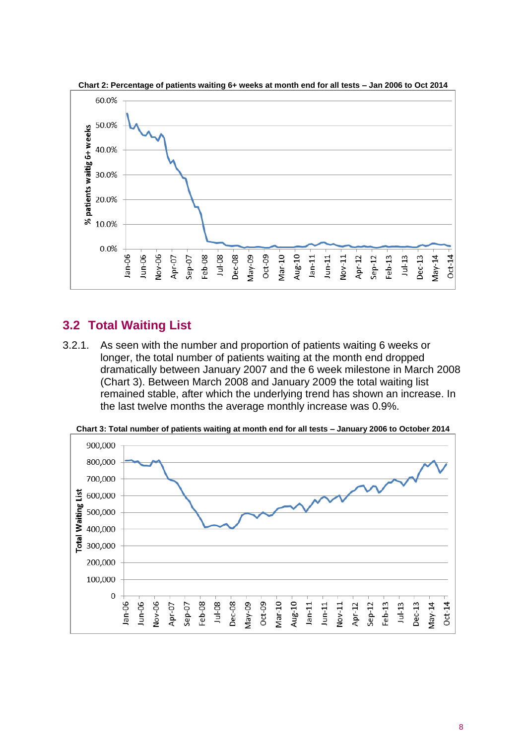**Chart 2: Percentage of patients waiting 6+ weeks at month end for all tests – Jan 2006 to Oct 2014**

## 3.2 Total Waiting List

3.2.1. As seen with the number and proportion of patients waiting 6 weeks or longer, the total number of patients waiting at the month end dropped dramatically between January 2007 and the 6 week milestone in March 2008 (Chart 3). Between March 2008 and January 2009 the total waiting list remained stable, after which the underlying trend has shown an increase. In the last twelve months the average monthly increase was 0.9%.

**Chart 3: Total number of patients waiting at month end for all tests – January 2006 to October 2014**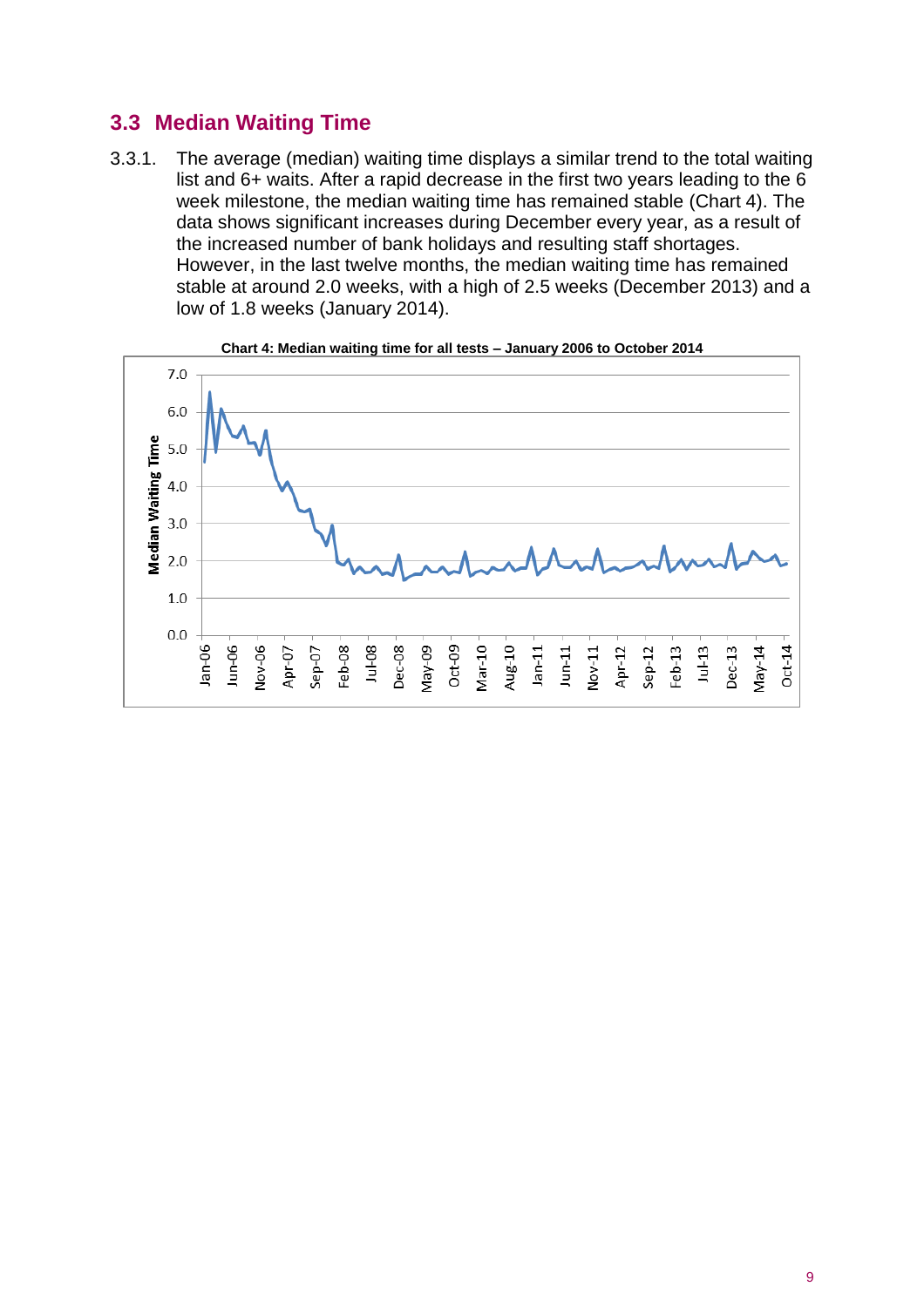## 3.3 Median Waiting Time

3.3.1. The average (median) waiting time displays a similar trend to the total waiting list and 6+ waits. After a rapid decrease in the first two years leading to the 6 week milestone, the median waiting time has remained stable (Chart 4). The data shows significant increases during December every year, as a result of the increased number of bank holidays and resulting staff shortages. However, in the last twelve months, the median waiting time has remained stable at around 2.0 weeks, with a high of 2.5 weeks (December 2013) and a low of 1.8 weeks (January 2014).

**Chart 4: Median waiting time for all tests – January 2006 to October 2014**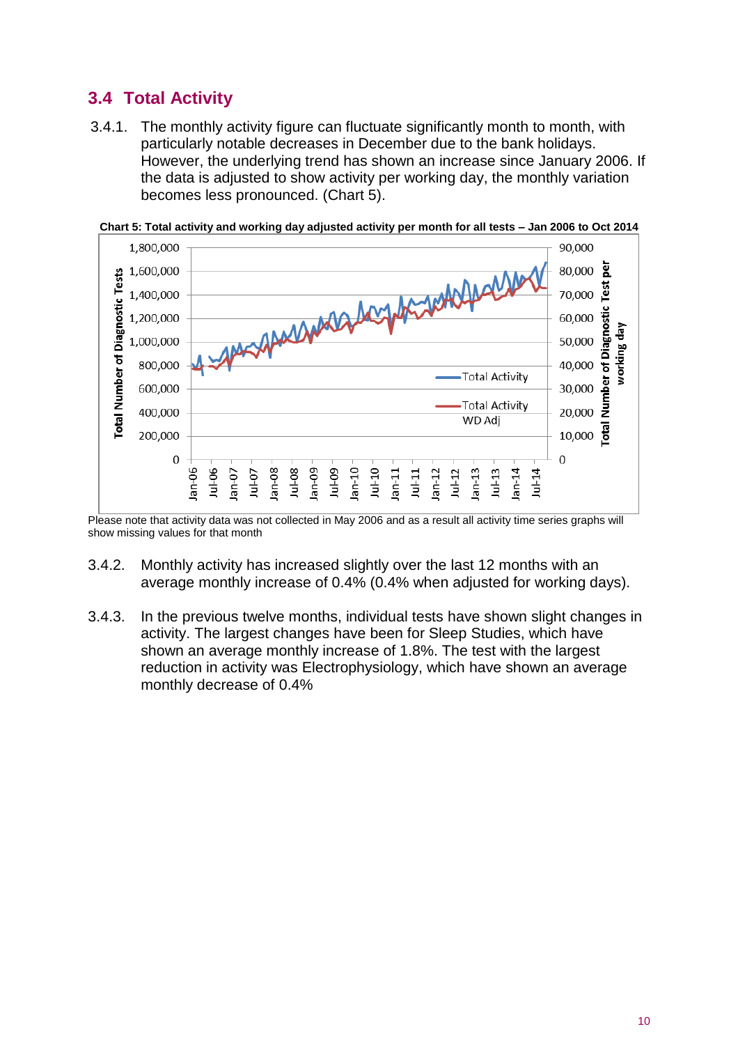## 3.4 Total Activity

3.4.1. The monthly activity figure can fluctuate significantly month to month, with particularly notable decreases in December due to the bank holidays. However, the underlying trend has shown an increase since January 2006. If the data is adjusted to show activity per working day, the monthly variation becomes less pronounced. (Chart 5).

**Chart 5: Total activity and working day adjusted activity per month for all tests – Jan 2006 to Oct 2014**

Please note that activity data was not collected in May 2006 and as a result all activity time series graphs will show missing values for that month

3.4.2. Monthly activity has increased slightly over the last 12 months with an average monthly increase of 0.4% (0.4% when adjusted for working days).

3.4.3. In the previous twelve months, individual tests have shown slight changes in activity. The largest changes have been for Sleep Studies, which have shown an average monthly increase of 1.8%. The test with the largest reduction in activity was Electrophysiology, which have shown an average monthly decrease of 0.4%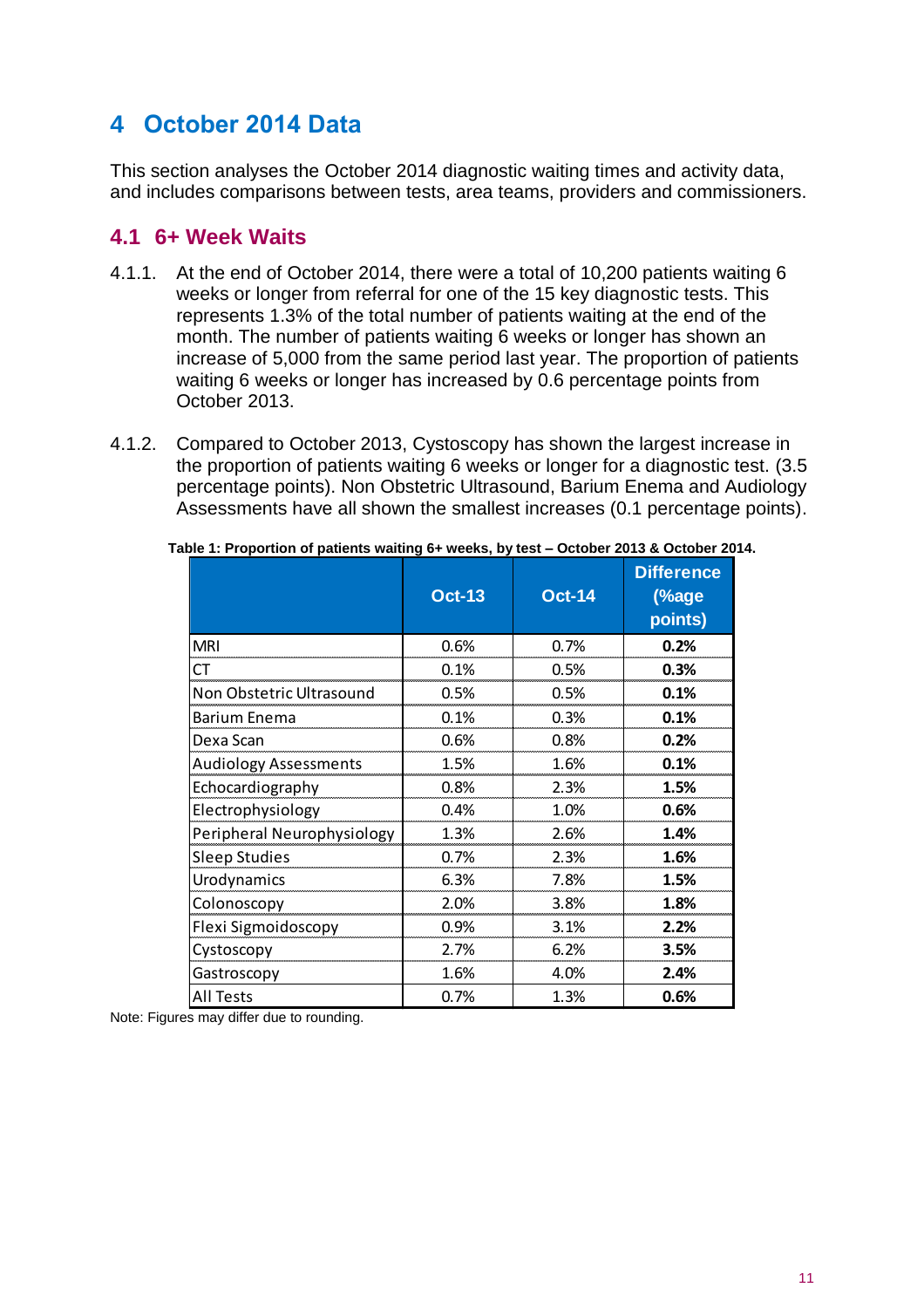# 4 October 2014 Data

This section analyses the October 2014 diagnostic waiting times and activity data, and includes comparisons between tests, area teams, providers and commissioners.

## 4.1 6+ Week Waits

4.1.1. At the end of October 2014, there were a total of 10,200 patients waiting 6 weeks or longer from referral for one of the 15 key diagnostic tests. This represents 1.3% of the total number of patients waiting at the end of the month. The number of patients waiting 6 weeks or longer has shown an increase of 5,000 from the same period last year. The proportion of patients waiting 6 weeks or longer has increased by 0.6 percentage points from October 2013.

4.1.2. Compared to October 2013, Cystoscopy has shown the largest increase in the proportion of patients waiting 6 weeks or longer for a diagnostic test. (3.5 percentage points). Non Obstetric Ultrasound, Barium Enema and Audiology Assessments have all shown the smallest increases (0.1 percentage points).

**Table 1: Proportion of patients waiting 6+ weeks, by test – October 2013 & October 2014.**

| | Oct-13 | Oct-14 | Difference (%age points) |
|---|---|---|---|
| MRI | 0.6% | 0.7% | **0.2%** |
| CT | 0.1% | 0.5% | **0.3%** |
| Non Obstetric Ultrasound | 0.5% | 0.5% | **0.1%** |
| Barium Enema | 0.1% | 0.3% | **0.1%** |
| Dexa Scan | 0.6% | 0.8% | **0.2%** |
| Audiology Assessments | 1.5% | 1.6% | **0.1%** |
| Echocardiography | 0.8% | 2.3% | **1.5%** |
| Electrophysiology | 0.4% | 1.0% | **0.6%** |
| Peripheral Neurophysiology | 1.3% | 2.6% | **1.4%** |
| Sleep Studies | 0.7% | 2.3% | **1.6%** |
| Urodynamics | 6.3% | 7.8% | **1.5%** |
| Colonoscopy | 2.0% | 3.8% | **1.8%** |
| Flexi Sigmoidoscopy | 0.9% | 3.1% | **2.2%** |
| Cystoscopy | 2.7% | 6.2% | **3.5%** |
| Gastroscopy | 1.6% | 4.0% | **2.4%** |
| All Tests | 0.7% | 1.3% | **0.6%** |

Note: Figures may differ due to rounding.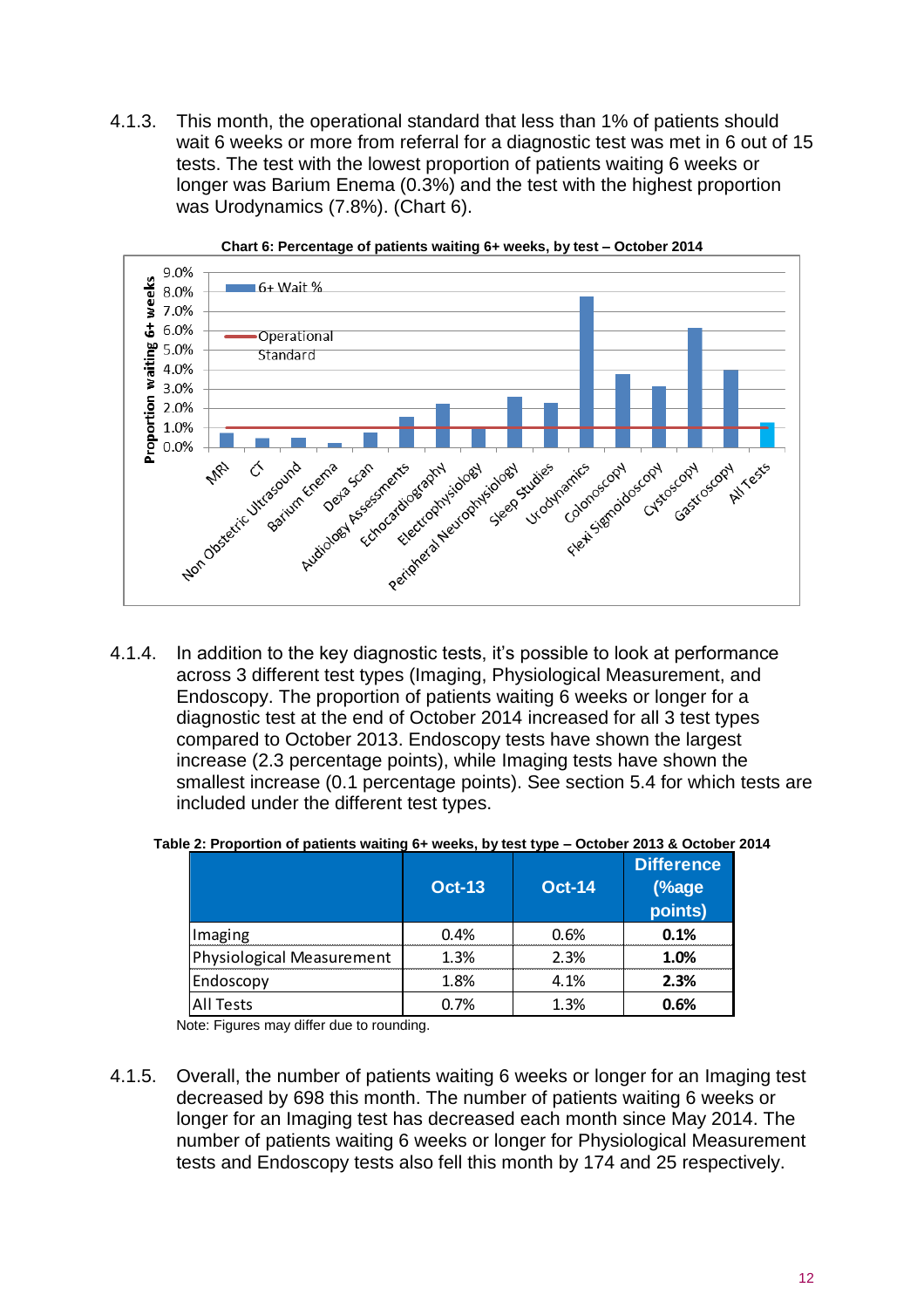4.1.3. This month, the operational standard that less than 1% of patients should wait 6 weeks or more from referral for a diagnostic test was met in 6 out of 15 tests. The test with the lowest proportion of patients waiting 6 weeks or longer was Barium Enema (0.3%) and the test with the highest proportion was Urodynamics (7.8%). (Chart 6).

**Chart 6: Percentage of patients waiting 6+ weeks, by test – October 2014**

4.1.4. In addition to the key diagnostic tests, it's possible to look at performance across 3 different test types (Imaging, Physiological Measurement, and Endoscopy. The proportion of patients waiting 6 weeks or longer for a diagnostic test at the end of October 2014 increased for all 3 test types compared to October 2013. Endoscopy tests have shown the largest increase (2.3 percentage points), while Imaging tests have shown the smallest increase (0.1 percentage points). See section 5.4 for which tests are included under the different test types.

**Table 2: Proportion of patients waiting 6+ weeks, by test type – October 2013 & October 2014**

| | Oct-13 | Oct-14 | Difference (%age points) |
|---|---|---|---|
| Imaging | 0.4% | 0.6% | **0.1%** |
| Physiological Measurement | 1.3% | 2.3% | **1.0%** |
| Endoscopy | 1.8% | 4.1% | **2.3%** |
| All Tests | 0.7% | 1.3% | **0.6%** |

Note: Figures may differ due to rounding.

4.1.5. Overall, the number of patients waiting 6 weeks or longer for an Imaging test decreased by 698 this month. The number of patients waiting 6 weeks or longer for an Imaging test has decreased each month since May 2014. The number of patients waiting 6 weeks or longer for Physiological Measurement tests and Endoscopy tests also fell this month by 174 and 25 respectively.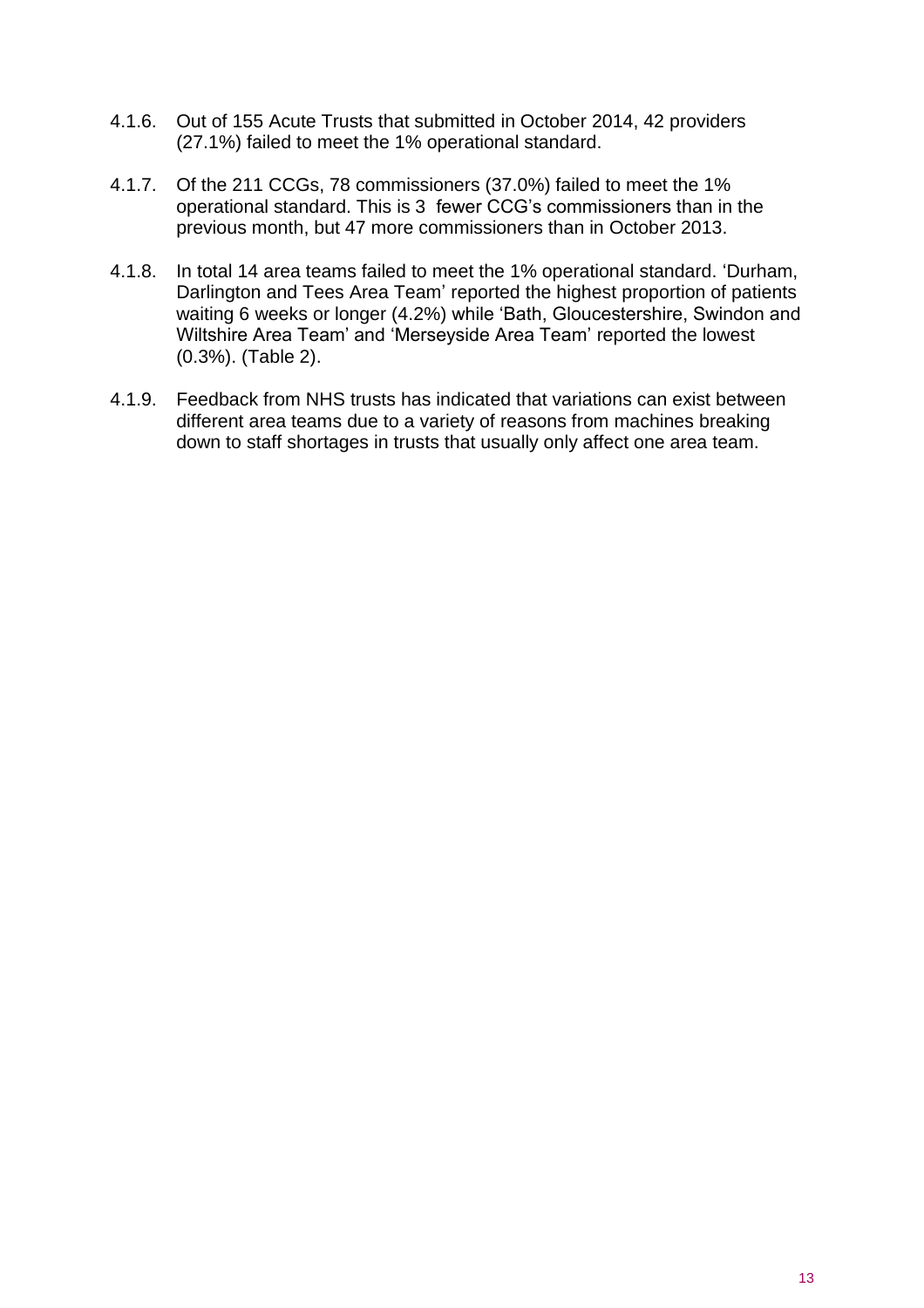4.1.6. Out of 155 Acute Trusts that submitted in October 2014, 42 providers (27.1%) failed to meet the 1% operational standard.

4.1.7. Of the 211 CCGs, 78 commissioners (37.0%) failed to meet the 1% operational standard. This is 3 fewer CCG's commissioners than in the previous month, but 47 more commissioners than in October 2013.

4.1.8. In total 14 area teams failed to meet the 1% operational standard. 'Durham, Darlington and Tees Area Team' reported the highest proportion of patients waiting 6 weeks or longer (4.2%) while 'Bath, Gloucestershire, Swindon and Wiltshire Area Team' and 'Merseyside Area Team' reported the lowest (0.3%). (Table 2).

4.1.9. Feedback from NHS trusts has indicated that variations can exist between different area teams due to a variety of reasons from machines breaking down to staff shortages in trusts that usually only affect one area team.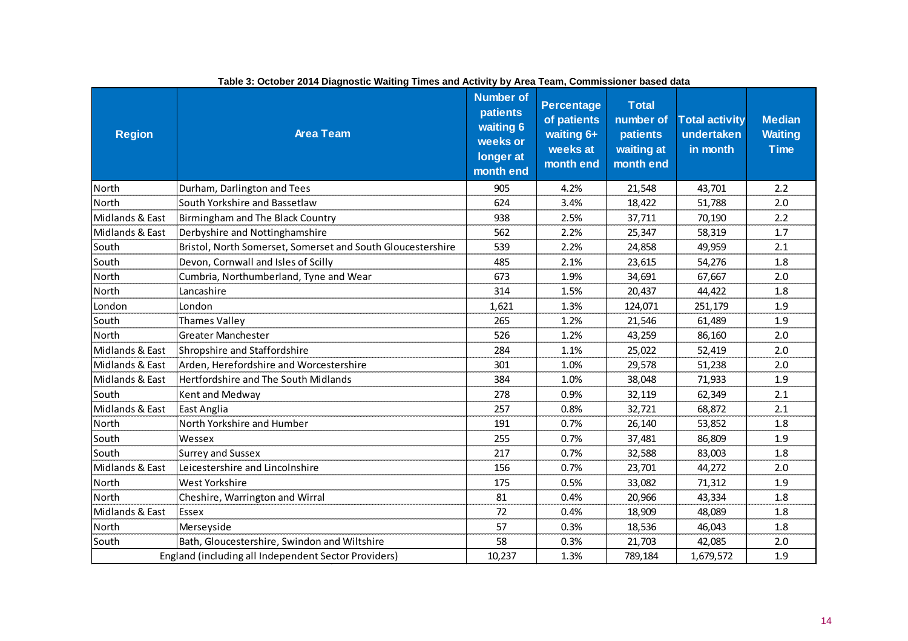**Table 3: October 2014 Diagnostic Waiting Times and Activity by Area Team, Commissioner based data**

| Region | Area Team | Number of patients waiting 6 weeks or longer at month end | Percentage of patients waiting 6+ weeks at month end | Total number of patients waiting at month end | Total activity undertaken in month | Median Waiting Time |
|---|---|---|---|---|---|---|
| North | Durham, Darlington and Tees | 905 | 4.2% | 21,548 | 43,701 | 2.2 |
| North | South Yorkshire and Bassetlaw | 624 | 3.4% | 18,422 | 51,788 | 2.0 |
| Midlands & East | Birmingham and The Black Country | 938 | 2.5% | 37,711 | 70,190 | 2.2 |
| Midlands & East | Derbyshire and Nottinghamshire | 562 | 2.2% | 25,347 | 58,319 | 1.7 |
| South | Bristol, North Somerset, Somerset and South Gloucestershire | 539 | 2.2% | 24,858 | 49,959 | 2.1 |
| South | Devon, Cornwall and Isles of Scilly | 485 | 2.1% | 23,615 | 54,276 | 1.8 |
| North | Cumbria, Northumberland, Tyne and Wear | 673 | 1.9% | 34,691 | 67,667 | 2.0 |
| North | Lancashire | 314 | 1.5% | 20,437 | 44,422 | 1.8 |
| London | London | 1,621 | 1.3% | 124,071 | 251,179 | 1.9 |
| South | Thames Valley | 265 | 1.2% | 21,546 | 61,489 | 1.9 |
| North | Greater Manchester | 526 | 1.2% | 43,259 | 86,160 | 2.0 |
| Midlands & East | Shropshire and Staffordshire | 284 | 1.1% | 25,022 | 52,419 | 2.0 |
| Midlands & East | Arden, Herefordshire and Worcestershire | 301 | 1.0% | 29,578 | 51,238 | 2.0 |
| Midlands & East | Hertfordshire and The South Midlands | 384 | 1.0% | 38,048 | 71,933 | 1.9 |
| South | Kent and Medway | 278 | 0.9% | 32,119 | 62,349 | 2.1 |
| Midlands & East | East Anglia | 257 | 0.8% | 32,721 | 68,872 | 2.1 |
| North | North Yorkshire and Humber | 191 | 0.7% | 26,140 | 53,852 | 1.8 |
| South | Wessex | 255 | 0.7% | 37,481 | 86,809 | 1.9 |
| South | Surrey and Sussex | 217 | 0.7% | 32,588 | 83,003 | 1.8 |
| Midlands & East | Leicestershire and Lincolnshire | 156 | 0.7% | 23,701 | 44,272 | 2.0 |
| North | West Yorkshire | 175 | 0.5% | 33,082 | 71,312 | 1.9 |
| North | Cheshire, Warrington and Wirral | 81 | 0.4% | 20,966 | 43,334 | 1.8 |
| Midlands & East | Essex | 72 | 0.4% | 18,909 | 48,089 | 1.8 |
| North | Merseyside | 57 | 0.3% | 18,536 | 46,043 | 1.8 |
| South | Bath, Gloucestershire, Swindon and Wiltshire | 58 | 0.3% | 21,703 | 42,085 | 2.0 |
| England (including all Independent Sector Providers) | | 10,237 | 1.3% | 789,184 | 1,679,572 | 1.9 |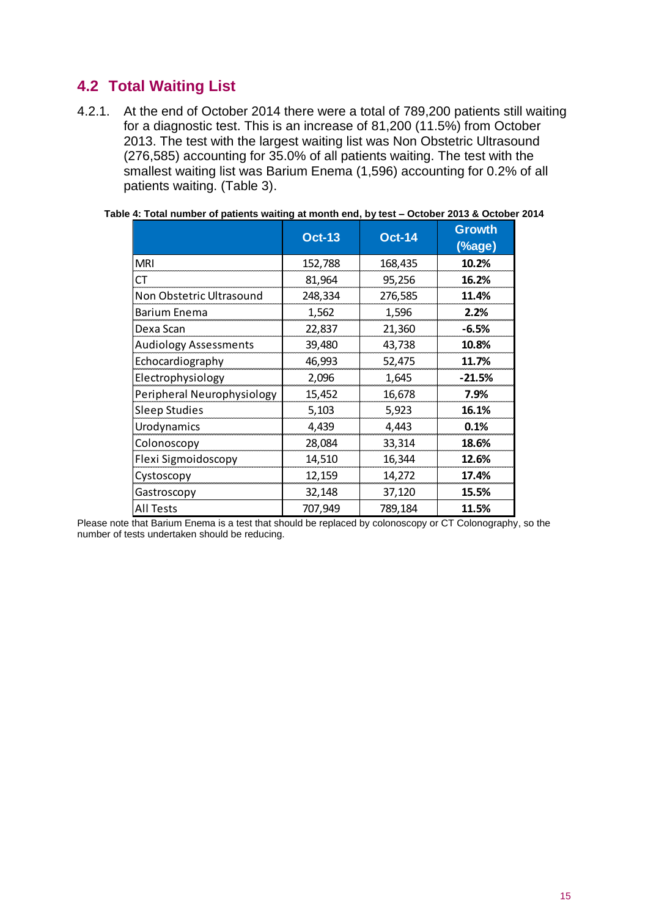## 4.2 Total Waiting List

4.2.1. At the end of October 2014 there were a total of 789,200 patients still waiting for a diagnostic test. This is an increase of 81,200 (11.5%) from October 2013. The test with the largest waiting list was Non Obstetric Ultrasound (276,585) accounting for 35.0% of all patients waiting. The test with the smallest waiting list was Barium Enema (1,596) accounting for 0.2% of all patients waiting. (Table 3).

**Table 4: Total number of patients waiting at month end, by test – October 2013 & October 2014**

| | Oct-13 | Oct-14 | Growth (%age) |
|---|---|---|---|
| MRI | 152,788 | 168,435 | **10.2%** |
| CT | 81,964 | 95,256 | **16.2%** |
| Non Obstetric Ultrasound | 248,334 | 276,585 | **11.4%** |
| Barium Enema | 1,562 | 1,596 | **2.2%** |
| Dexa Scan | 22,837 | 21,360 | **-6.5%** |
| Audiology Assessments | 39,480 | 43,738 | **10.8%** |
| Echocardiography | 46,993 | 52,475 | **11.7%** |
| Electrophysiology | 2,096 | 1,645 | **-21.5%** |
| Peripheral Neurophysiology | 15,452 | 16,678 | **7.9%** |
| Sleep Studies | 5,103 | 5,923 | **16.1%** |
| Urodynamics | 4,439 | 4,443 | **0.1%** |
| Colonoscopy | 28,084 | 33,314 | **18.6%** |
| Flexi Sigmoidoscopy | 14,510 | 16,344 | **12.6%** |
| Cystoscopy | 12,159 | 14,272 | **17.4%** |
| Gastroscopy | 32,148 | 37,120 | **15.5%** |
| All Tests | 707,949 | 789,184 | **11.5%** |

Please note that Barium Enema is a test that should be replaced by colonoscopy or CT Colonography, so the number of tests undertaken should be reducing.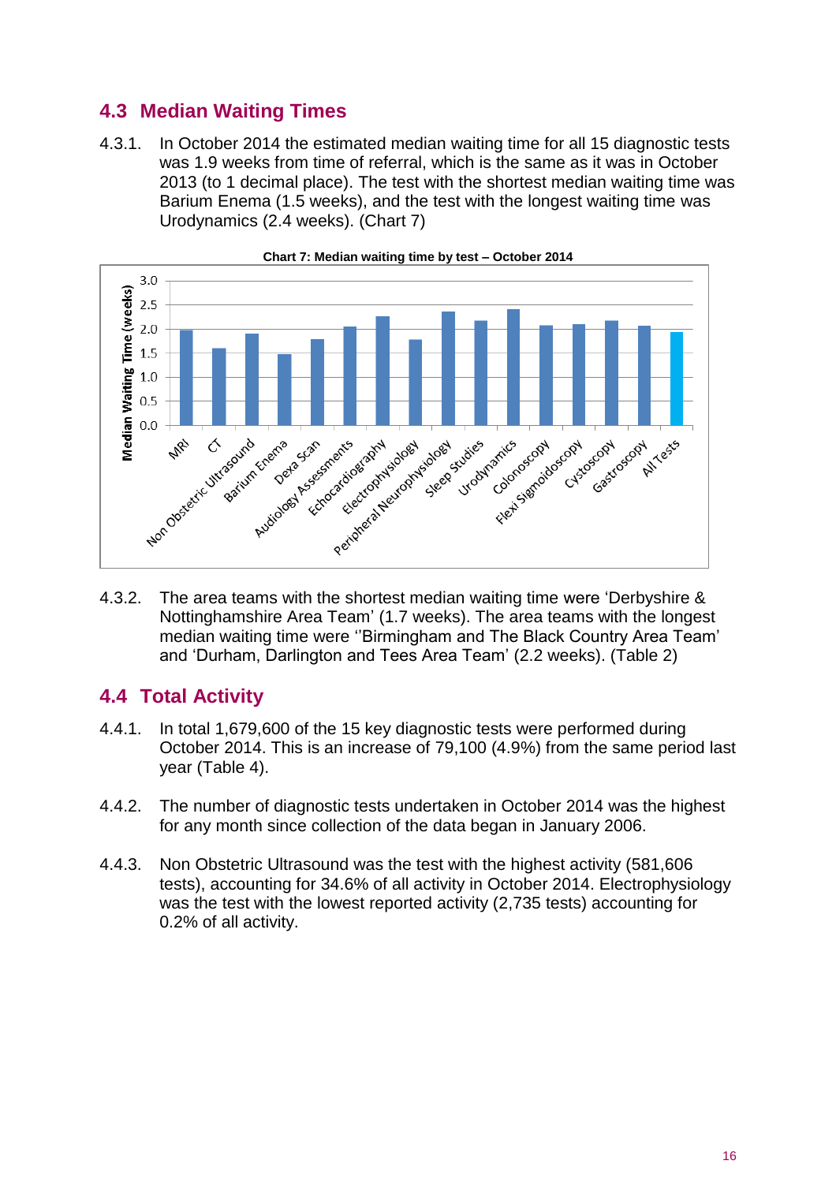## 4.3 Median Waiting Times

4.3.1. In October 2014 the estimated median waiting time for all 15 diagnostic tests was 1.9 weeks from time of referral, which is the same as it was in October 2013 (to 1 decimal place). The test with the shortest median waiting time was Barium Enema (1.5 weeks), and the test with the longest waiting time was Urodynamics (2.4 weeks). (Chart 7)

**Chart 7: Median waiting time by test – October 2014**

4.3.2. The area teams with the shortest median waiting time were 'Derbyshire & Nottinghamshire Area Team' (1.7 weeks). The area teams with the longest median waiting time were ''Birmingham and The Black Country Area Team' and 'Durham, Darlington and Tees Area Team' (2.2 weeks). (Table 2)

## 4.4 Total Activity

4.4.1. In total 1,679,600 of the 15 key diagnostic tests were performed during October 2014. This is an increase of 79,100 (4.9%) from the same period last year (Table 4).

4.4.2. The number of diagnostic tests undertaken in October 2014 was the highest for any month since collection of the data began in January 2006.

4.4.3. Non Obstetric Ultrasound was the test with the highest activity (581,606 tests), accounting for 34.6% of all activity in October 2014. Electrophysiology was the test with the lowest reported activity (2,735 tests) accounting for 0.2% of all activity.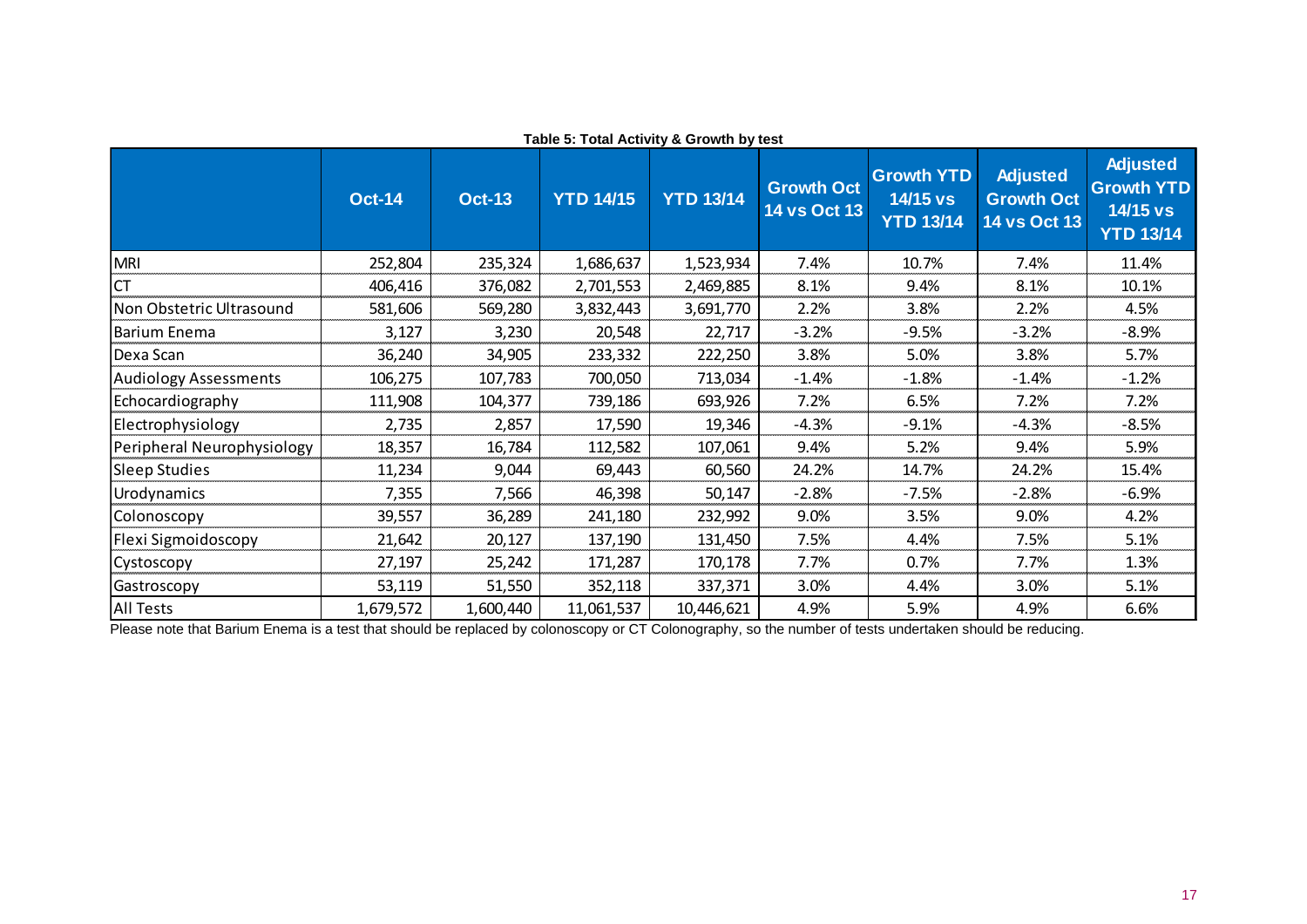**Table 5: Total Activity & Growth by test**

| | Oct-14 | Oct-13 | YTD 14/15 | YTD 13/14 | Growth Oct 14 vs Oct 13 | Growth YTD 14/15 vs YTD 13/14 | Adjusted Growth Oct 14 vs Oct 13 | Adjusted Growth YTD 14/15 vs YTD 13/14 |
|---|---|---|---|---|---|---|---|---|
| MRI | 252,804 | 235,324 | 1,686,637 | 1,523,934 | 7.4% | 10.7% | 7.4% | 11.4% |
| CT | 406,416 | 376,082 | 2,701,553 | 2,469,885 | 8.1% | 9.4% | 8.1% | 10.1% |
| Non Obstetric Ultrasound | 581,606 | 569,280 | 3,832,443 | 3,691,770 | 2.2% | 3.8% | 2.2% | 4.5% |
| Barium Enema | 3,127 | 3,230 | 20,548 | 22,717 | -3.2% | -9.5% | -3.2% | -8.9% |
| Dexa Scan | 36,240 | 34,905 | 233,332 | 222,250 | 3.8% | 5.0% | 3.8% | 5.7% |
| Audiology Assessments | 106,275 | 107,783 | 700,050 | 713,034 | -1.4% | -1.8% | -1.4% | -1.2% |
| Echocardiography | 111,908 | 104,377 | 739,186 | 693,926 | 7.2% | 6.5% | 7.2% | 7.2% |
| Electrophysiology | 2,735 | 2,857 | 17,590 | 19,346 | -4.3% | -9.1% | -4.3% | -8.5% |
| Peripheral Neurophysiology | 18,357 | 16,784 | 112,582 | 107,061 | 9.4% | 5.2% | 9.4% | 5.9% |
| Sleep Studies | 11,234 | 9,044 | 69,443 | 60,560 | 24.2% | 14.7% | 24.2% | 15.4% |
| Urodynamics | 7,355 | 7,566 | 46,398 | 50,147 | -2.8% | -7.5% | -2.8% | -6.9% |
| Colonoscopy | 39,557 | 36,289 | 241,180 | 232,992 | 9.0% | 3.5% | 9.0% | 4.2% |
| Flexi Sigmoidoscopy | 21,642 | 20,127 | 137,190 | 131,450 | 7.5% | 4.4% | 7.5% | 5.1% |
| Cystoscopy | 27,197 | 25,242 | 171,287 | 170,178 | 7.7% | 0.7% | 7.7% | 1.3% |
| Gastroscopy | 53,119 | 51,550 | 352,118 | 337,371 | 3.0% | 4.4% | 3.0% | 5.1% |
| All Tests | 1,679,572 | 1,600,440 | 11,061,537 | 10,446,621 | 4.9% | 5.9% | 4.9% | 6.6% |

Please note that Barium Enema is a test that should be replaced by colonoscopy or CT Colonography, so the number of tests undertaken should be reducing.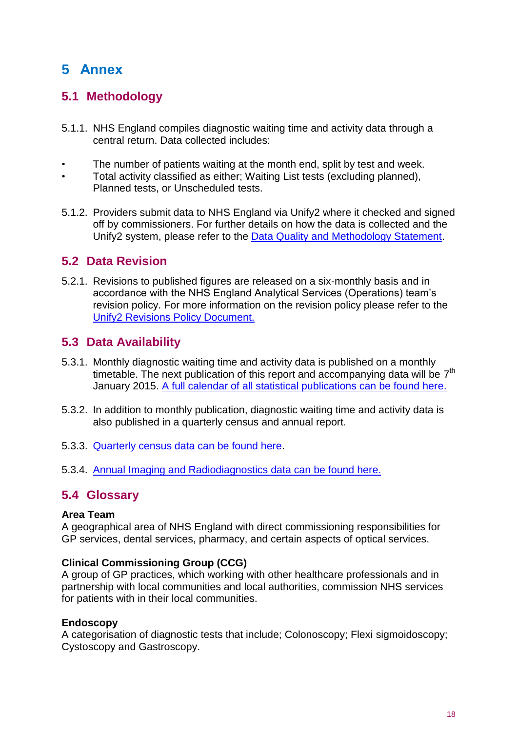# 5 Annex

## 5.1 Methodology

5.1.1. NHS England compiles diagnostic waiting time and activity data through a central return. Data collected includes:

- The number of patients waiting at the month end, split by test and week.
- Total activity classified as either; Waiting List tests (excluding planned), Planned tests, or Unscheduled tests.

5.1.2. Providers submit data to NHS England via Unify2 where it checked and signed off by commissioners. For further details on how the data is collected and the Unify2 system, please refer to the Data Quality and Methodology Statement.

## 5.2 Data Revision

5.2.1. Revisions to published figures are released on a six-monthly basis and in accordance with the NHS England Analytical Services (Operations) team's revision policy. For more information on the revision policy please refer to the Unify2 Revisions Policy Document.

## 5.3 Data Availability

5.3.1. Monthly diagnostic waiting time and activity data is published on a monthly timetable. The next publication of this report and accompanying data will be 7th January 2015. A full calendar of all statistical publications can be found here.

5.3.2. In addition to monthly publication, diagnostic waiting time and activity data is also published in a quarterly census and annual report.

5.3.3. Quarterly census data can be found here.

5.3.4. Annual Imaging and Radiodiagnostics data can be found here.

## 5.4 Glossary

**Area Team**
A geographical area of NHS England with direct commissioning responsibilities for GP services, dental services, pharmacy, and certain aspects of optical services.

**Clinical Commissioning Group (CCG)**
A group of GP practices, which working with other healthcare professionals and in partnership with local communities and local authorities, commission NHS services for patients with in their local communities.

**Endoscopy**
A categorisation of diagnostic tests that include; Colonoscopy; Flexi sigmoidoscopy; Cystoscopy and Gastroscopy.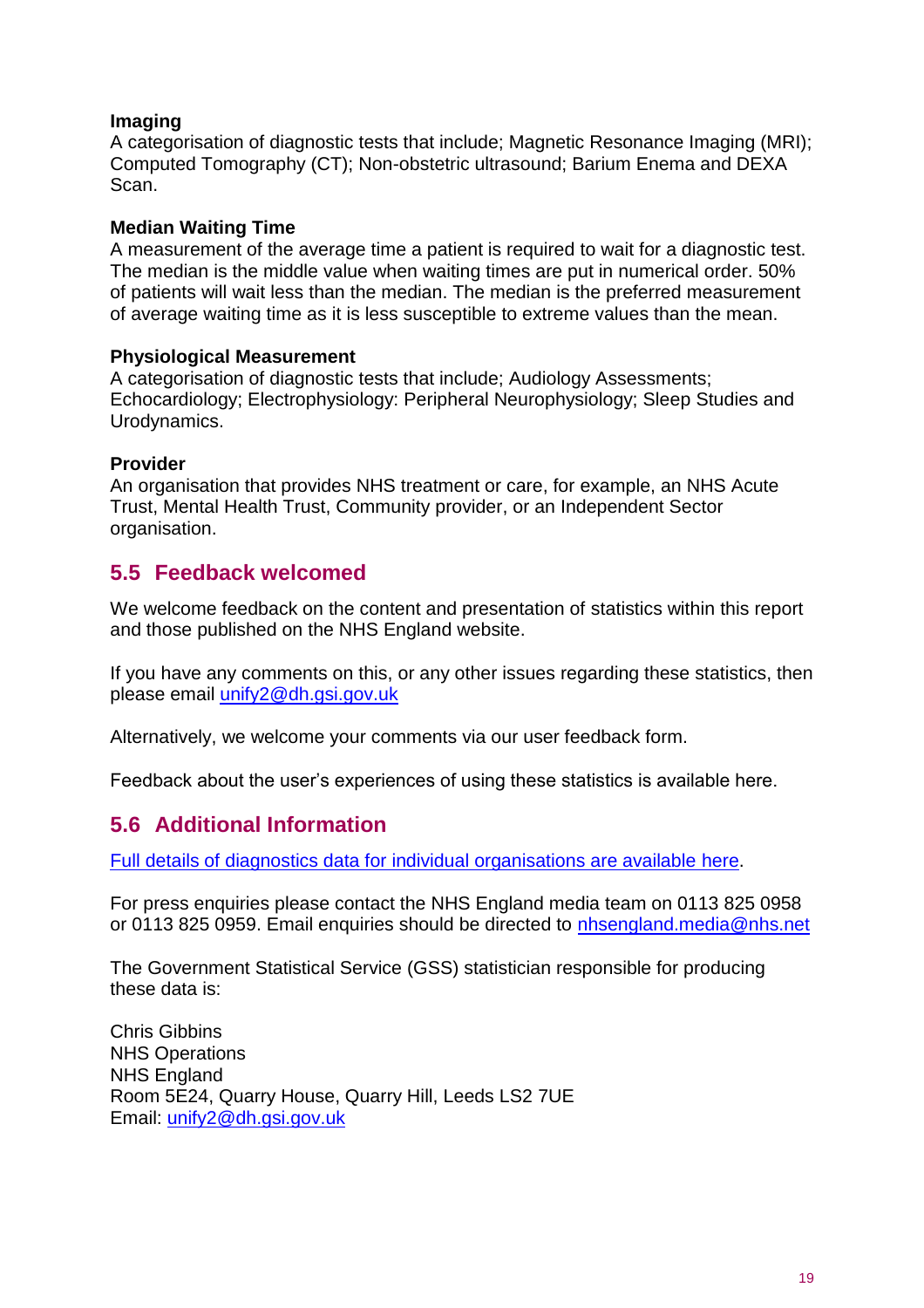**Imaging**
A categorisation of diagnostic tests that include; Magnetic Resonance Imaging (MRI); Computed Tomography (CT); Non-obstetric ultrasound; Barium Enema and DEXA Scan.

**Median Waiting Time**
A measurement of the average time a patient is required to wait for a diagnostic test. The median is the middle value when waiting times are put in numerical order. 50% of patients will wait less than the median. The median is the preferred measurement of average waiting time as it is less susceptible to extreme values than the mean.

**Physiological Measurement**
A categorisation of diagnostic tests that include; Audiology Assessments; Echocardiology; Electrophysiology: Peripheral Neurophysiology; Sleep Studies and Urodynamics.

**Provider**
An organisation that provides NHS treatment or care, for example, an NHS Acute Trust, Mental Health Trust, Community provider, or an Independent Sector organisation.

## 5.5 Feedback welcomed

We welcome feedback on the content and presentation of statistics within this report and those published on the NHS England website.

If you have any comments on this, or any other issues regarding these statistics, then please email unify2@dh.gsi.gov.uk

Alternatively, we welcome your comments via our user feedback form.

Feedback about the user's experiences of using these statistics is available here.

## 5.6 Additional Information

Full details of diagnostics data for individual organisations are available here.

For press enquiries please contact the NHS England media team on 0113 825 0958 or 0113 825 0959. Email enquiries should be directed to nhsengland.media@nhs.net

The Government Statistical Service (GSS) statistician responsible for producing these data is:

Chris Gibbins
NHS Operations
NHS England
Room 5E24, Quarry House, Quarry Hill, Leeds LS2 7UE
Email: unify2@dh.gsi.gov.uk